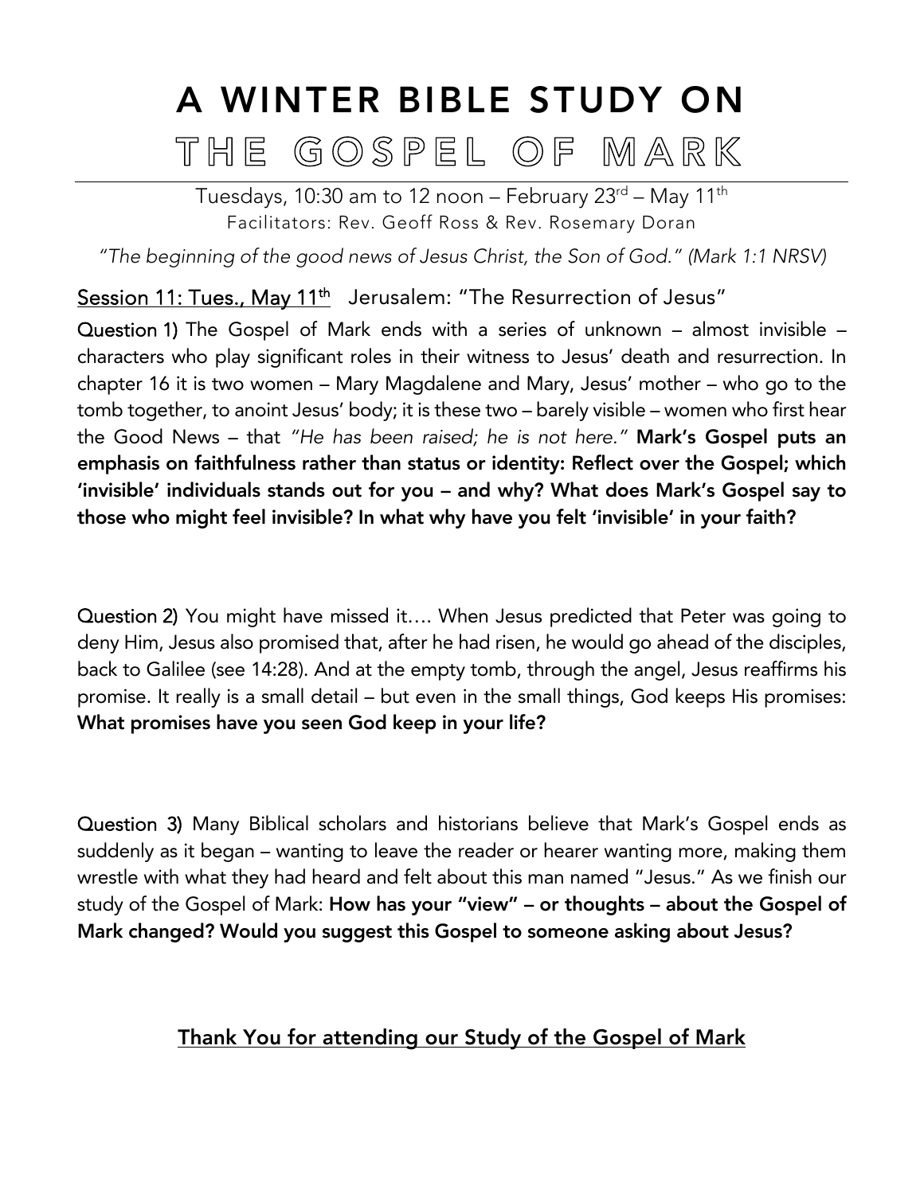# A WINTER BIBLE STUDY ON
# THE GOSPEL OF MARK

Tuesdays, 10:30 am to 12 noon – February 23rd – May 11th
Facilitators: Rev. Geoff Ross & Rev. Rosemary Doran

*"The beginning of the good news of Jesus Christ, the Son of God." (Mark 1:1 NRSV)*

## Session 11: Tues., May 11th Jerusalem: "The Resurrection of Jesus"

**Question 1)** The Gospel of Mark ends with a series of unknown – almost invisible – characters who play significant roles in their witness to Jesus' death and resurrection. In chapter 16 it is two women – Mary Magdalene and Mary, Jesus' mother – who go to the tomb together, to anoint Jesus' body; it is these two – barely visible – women who first hear the Good News – that *"He has been raised; he is not here."* **Mark's Gospel puts an emphasis on faithfulness rather than status or identity: Reflect over the Gospel; which 'invisible' individuals stands out for you – and why? What does Mark's Gospel say to those who might feel invisible? In what why have you felt 'invisible' in your faith?**

**Question 2)** You might have missed it…. When Jesus predicted that Peter was going to deny Him, Jesus also promised that, after he had risen, he would go ahead of the disciples, back to Galilee (see 14:28). And at the empty tomb, through the angel, Jesus reaffirms his promise. It really is a small detail – but even in the small things, God keeps His promises: **What promises have you seen God keep in your life?**

**Question 3)** Many Biblical scholars and historians believe that Mark's Gospel ends as suddenly as it began – wanting to leave the reader or hearer wanting more, making them wrestle with what they had heard and felt about this man named "Jesus." As we finish our study of the Gospel of Mark: **How has your "view" – or thoughts – about the Gospel of Mark changed? Would you suggest this Gospel to someone asking about Jesus?**

**Thank You for attending our Study of the Gospel of Mark**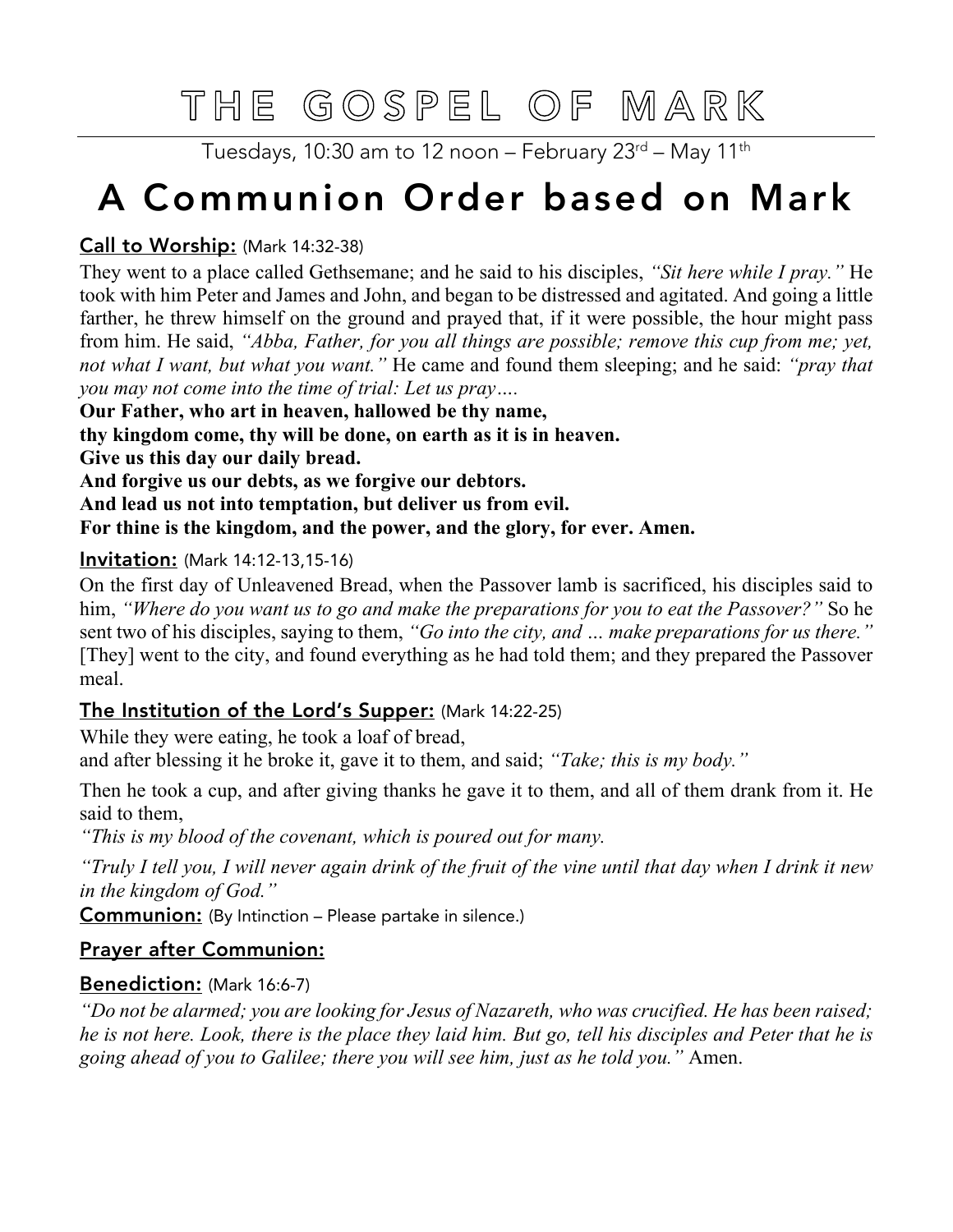# THE GOSPEL OF MARK

Tuesdays, 10:30 am to 12 noon – February 23rd – May 11th

# A Communion Order based on Mark

## Call to Worship: (Mark 14:32-38)

They went to a place called Gethsemane; and he said to his disciples, *"Sit here while I pray."* He took with him Peter and James and John, and began to be distressed and agitated. And going a little farther, he threw himself on the ground and prayed that, if it were possible, the hour might pass from him. He said, *"Abba, Father, for you all things are possible; remove this cup from me; yet, not what I want, but what you want."* He came and found them sleeping; and he said: *"pray that you may not come into the time of trial: Let us pray….*

**Our Father, who art in heaven, hallowed be thy name,**
**thy kingdom come, thy will be done, on earth as it is in heaven.**
**Give us this day our daily bread.**
**And forgive us our debts, as we forgive our debtors.**
**And lead us not into temptation, but deliver us from evil.**
**For thine is the kingdom, and the power, and the glory, for ever. Amen.**

## Invitation: (Mark 14:12-13,15-16)

On the first day of Unleavened Bread, when the Passover lamb is sacrificed, his disciples said to him, *"Where do you want us to go and make the preparations for you to eat the Passover?"* So he sent two of his disciples, saying to them, *"Go into the city, and … make preparations for us there."* [They] went to the city, and found everything as he had told them; and they prepared the Passover meal.

## The Institution of the Lord's Supper: (Mark 14:22-25)

While they were eating, he took a loaf of bread,
and after blessing it he broke it, gave it to them, and said; *"Take; this is my body."*

Then he took a cup, and after giving thanks he gave it to them, and all of them drank from it. He said to them,

*"This is my blood of the covenant, which is poured out for many.*

*"Truly I tell you, I will never again drink of the fruit of the vine until that day when I drink it new in the kingdom of God."*

## Communion: (By Intinction – Please partake in silence.)

## Prayer after Communion:

## Benediction: (Mark 16:6-7)

*"Do not be alarmed; you are looking for Jesus of Nazareth, who was crucified. He has been raised; he is not here. Look, there is the place they laid him. But go, tell his disciples and Peter that he is going ahead of you to Galilee; there you will see him, just as he told you."* Amen.